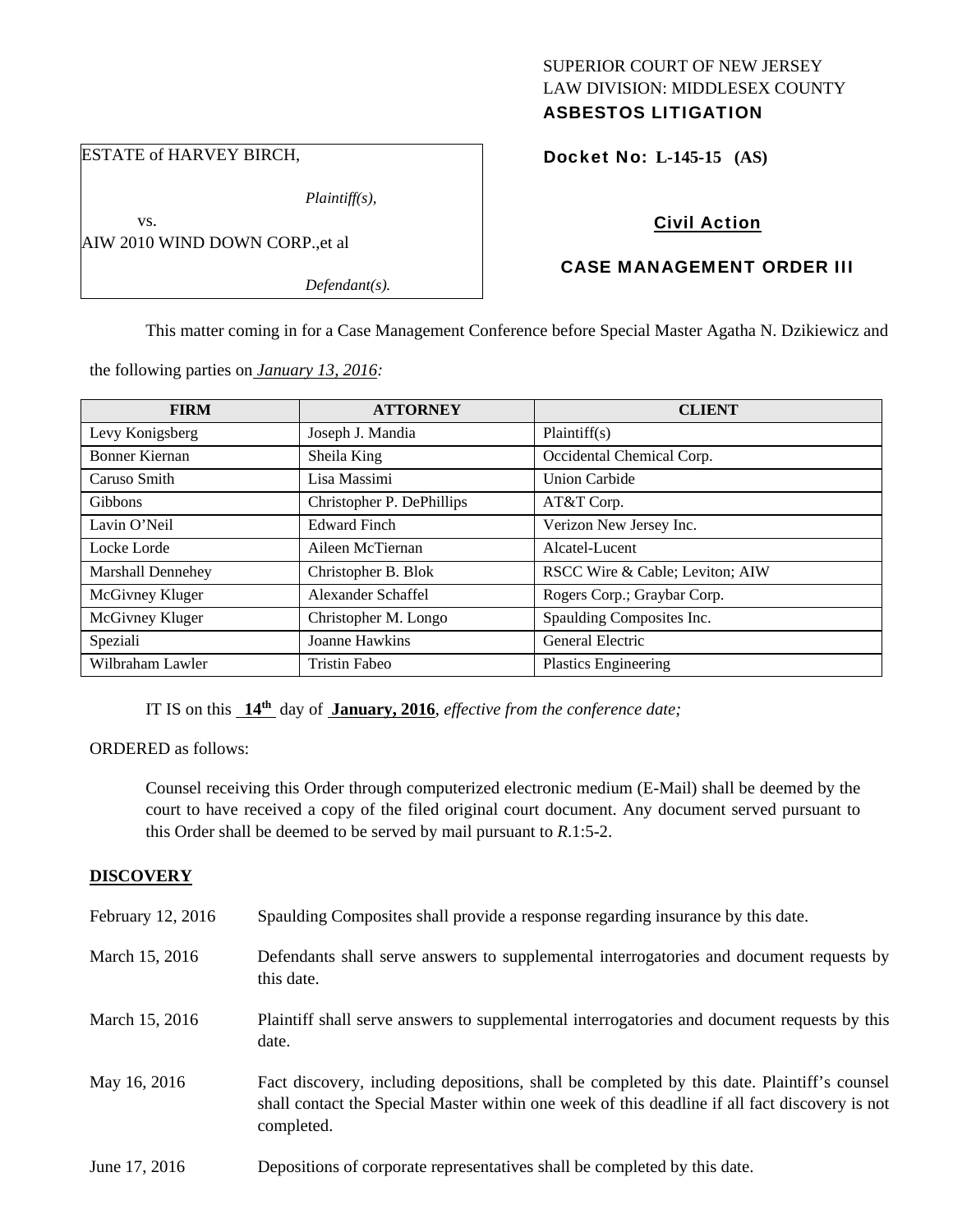SUPERIOR COURT OF NEW JERSEY
LAW DIVISION: MIDDLESEX COUNTY
**ASBESTOS LITIGATION**

ESTATE of HARVEY BIRCH,

*Plaintiff(s),*

vs.

AIW 2010 WIND DOWN CORP.,et al

*Defendant(s).*

**Docket No: L-145-15 (AS)**

**Civil Action**

**CASE MANAGEMENT ORDER III**

This matter coming in for a Case Management Conference before Special Master Agatha N. Dzikiewicz and the following parties on *January 13, 2016:*

| FIRM | ATTORNEY | CLIENT |
|---|---|---|
| Levy Konigsberg | Joseph J. Mandia | Plaintiff(s) |
| Bonner Kiernan | Sheila King | Occidental Chemical Corp. |
| Caruso Smith | Lisa Massimi | Union Carbide |
| Gibbons | Christopher P. DePhillips | AT&T Corp. |
| Lavin O'Neil | Edward Finch | Verizon New Jersey Inc. |
| Locke Lorde | Aileen McTiernan | Alcatel-Lucent |
| Marshall Dennehey | Christopher B. Blok | RSCC Wire & Cable; Leviton; AIW |
| McGivney Kluger | Alexander Schaffel | Rogers Corp.; Graybar Corp. |
| McGivney Kluger | Christopher M. Longo | Spaulding Composites Inc. |
| Speziali | Joanne Hawkins | General Electric |
| Wilbraham Lawler | Tristin Fabeo | Plastics Engineering |

IT IS on this **14th** day of **January, 2016**, *effective from the conference date;*

ORDERED as follows:

Counsel receiving this Order through computerized electronic medium (E-Mail) shall be deemed by the court to have received a copy of the filed original court document. Any document served pursuant to this Order shall be deemed to be served by mail pursuant to *R*.1:5-2.

**DISCOVERY**

| | |
|---|---|
| February 12, 2016 | Spaulding Composites shall provide a response regarding insurance by this date. |
| March 15, 2016 | Defendants shall serve answers to supplemental interrogatories and document requests by this date. |
| March 15, 2016 | Plaintiff shall serve answers to supplemental interrogatories and document requests by this date. |
| May 16, 2016 | Fact discovery, including depositions, shall be completed by this date. Plaintiff's counsel shall contact the Special Master within one week of this deadline if all fact discovery is not completed. |
| June 17, 2016 | Depositions of corporate representatives shall be completed by this date. |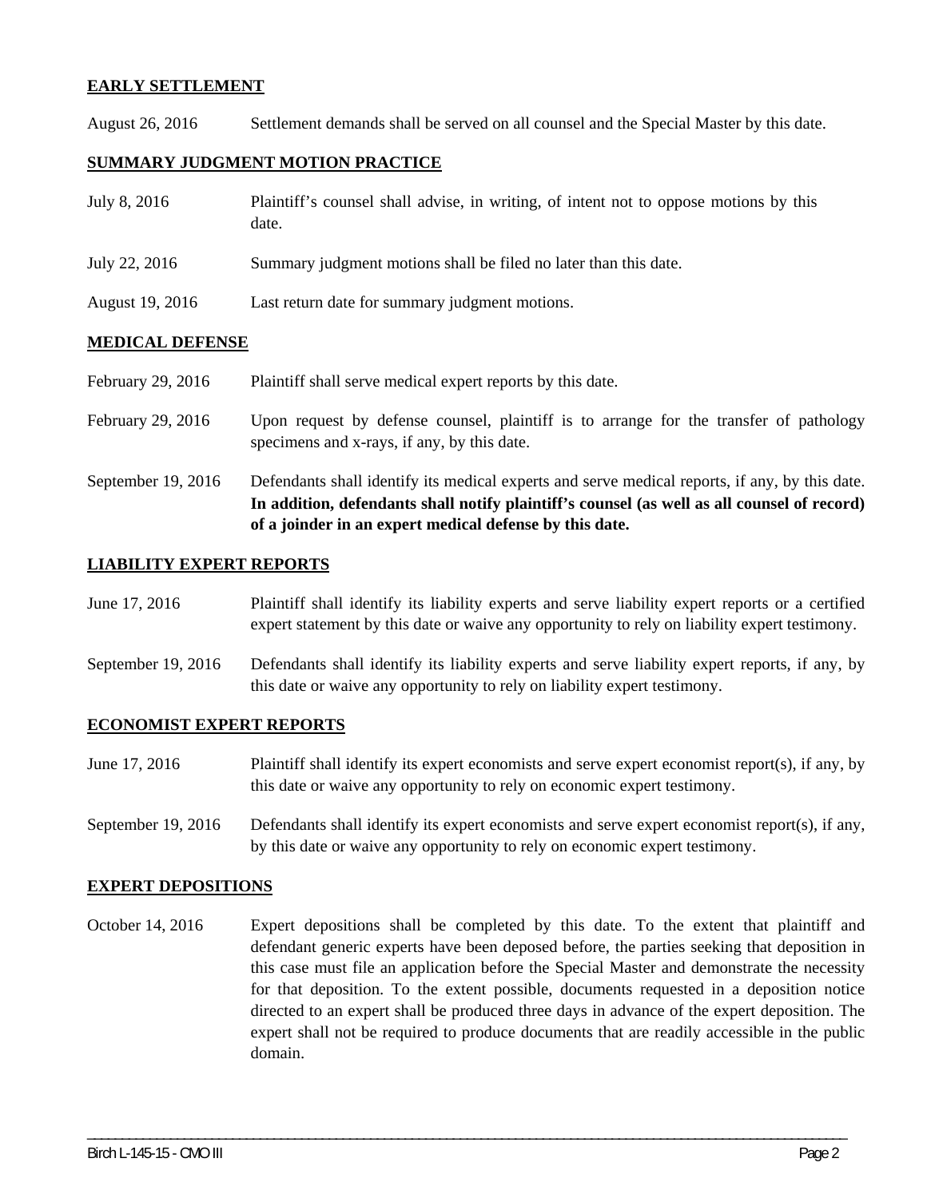**EARLY SETTLEMENT**

August 26, 2016 Settlement demands shall be served on all counsel and the Special Master by this date.

**SUMMARY JUDGMENT MOTION PRACTICE**

July 8, 2016 Plaintiff's counsel shall advise, in writing, of intent not to oppose motions by this date.

July 22, 2016 Summary judgment motions shall be filed no later than this date.

August 19, 2016 Last return date for summary judgment motions.

**MEDICAL DEFENSE**

February 29, 2016 Plaintiff shall serve medical expert reports by this date.

February 29, 2016 Upon request by defense counsel, plaintiff is to arrange for the transfer of pathology specimens and x-rays, if any, by this date.

September 19, 2016 Defendants shall identify its medical experts and serve medical reports, if any, by this date. **In addition, defendants shall notify plaintiff's counsel (as well as all counsel of record) of a joinder in an expert medical defense by this date.**

**LIABILITY EXPERT REPORTS**

June 17, 2016 Plaintiff shall identify its liability experts and serve liability expert reports or a certified expert statement by this date or waive any opportunity to rely on liability expert testimony.

September 19, 2016 Defendants shall identify its liability experts and serve liability expert reports, if any, by this date or waive any opportunity to rely on liability expert testimony.

**ECONOMIST EXPERT REPORTS**

June 17, 2016 Plaintiff shall identify its expert economists and serve expert economist report(s), if any, by this date or waive any opportunity to rely on economic expert testimony.

September 19, 2016 Defendants shall identify its expert economists and serve expert economist report(s), if any, by this date or waive any opportunity to rely on economic expert testimony.

**EXPERT DEPOSITIONS**

October 14, 2016 Expert depositions shall be completed by this date. To the extent that plaintiff and defendant generic experts have been deposed before, the parties seeking that deposition in this case must file an application before the Special Master and demonstrate the necessity for that deposition. To the extent possible, documents requested in a deposition notice directed to an expert shall be produced three days in advance of the expert deposition. The expert shall not be required to produce documents that are readily accessible in the public domain.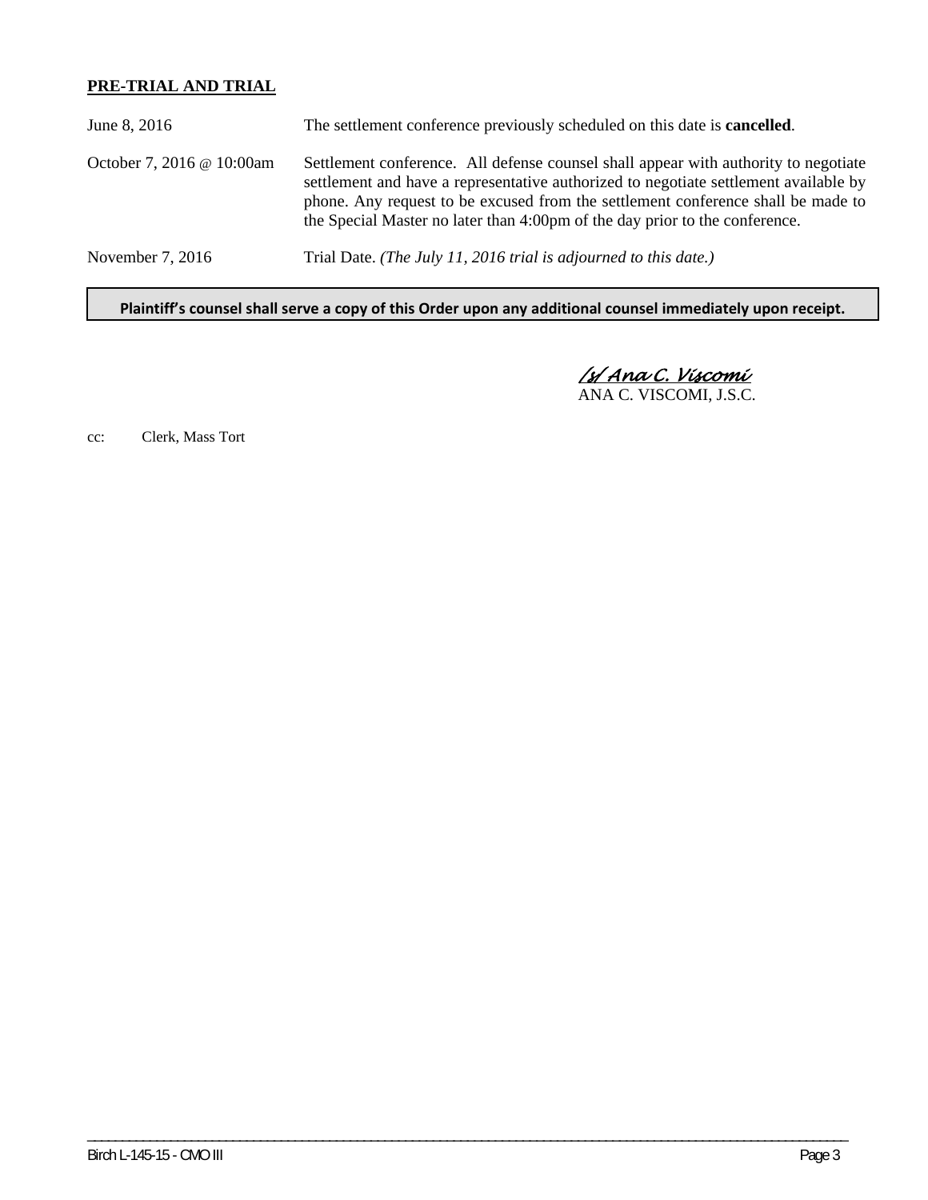**PRE-TRIAL AND TRIAL**

| | |
|---|---|
| June 8, 2016 | The settlement conference previously scheduled on this date is **cancelled**. |
| October 7, 2016 @ 10:00am | Settlement conference. All defense counsel shall appear with authority to negotiate settlement and have a representative authorized to negotiate settlement available by phone. Any request to be excused from the settlement conference shall be made to the Special Master no later than 4:00pm of the day prior to the conference. |
| November 7, 2016 | Trial Date. *(The July 11, 2016 trial is adjourned to this date.)* |

**Plaintiff's counsel shall serve a copy of this Order upon any additional counsel immediately upon receipt.**

*/s/ Ana C. Viscomi*
ANA C. VISCOMI, J.S.C.

cc: Clerk, Mass Tort